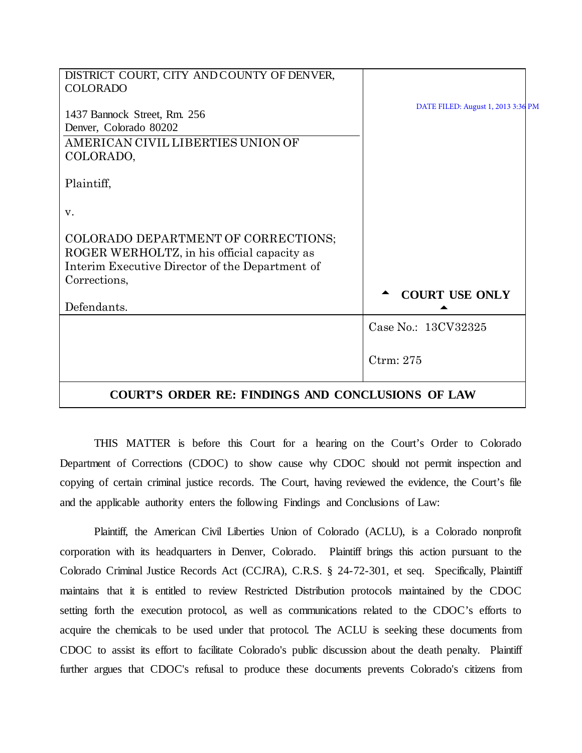| DISTRICT COURT, CITY AND COUNTY OF DENVER, COLORADO<br><br>1437 Bannock Street, Rm. 256<br>Denver, Colorado 80202 | DATE FILED: August 1, 2013 3:36 PM |
|---|---|
| AMERICAN CIVIL LIBERTIES UNION OF COLORADO,<br><br>Plaintiff,<br><br>v.<br><br>COLORADO DEPARTMENT OF CORRECTIONS; ROGER WERHOLTZ, in his official capacity as Interim Executive Director of the Department of Corrections,<br><br>Defendants. | ▲ **COURT USE ONLY** ▲ |
| | Case No.: 13CV32325<br><br>Ctrm: 275 |

**COURT'S ORDER RE: FINDINGS AND CONCLUSIONS OF LAW**

THIS MATTER is before this Court for a hearing on the Court's Order to Colorado Department of Corrections (CDOC) to show cause why CDOC should not permit inspection and copying of certain criminal justice records. The Court, having reviewed the evidence, the Court's file and the applicable authority enters the following Findings and Conclusions of Law:

Plaintiff, the American Civil Liberties Union of Colorado (ACLU), is a Colorado nonprofit corporation with its headquarters in Denver, Colorado. Plaintiff brings this action pursuant to the Colorado Criminal Justice Records Act (CCJRA), C.R.S. § 24-72-301, et seq. Specifically, Plaintiff maintains that it is entitled to review Restricted Distribution protocols maintained by the CDOC setting forth the execution protocol, as well as communications related to the CDOC's efforts to acquire the chemicals to be used under that protocol. The ACLU is seeking these documents from CDOC to assist its effort to facilitate Colorado's public discussion about the death penalty. Plaintiff further argues that CDOC's refusal to produce these documents prevents Colorado's citizens from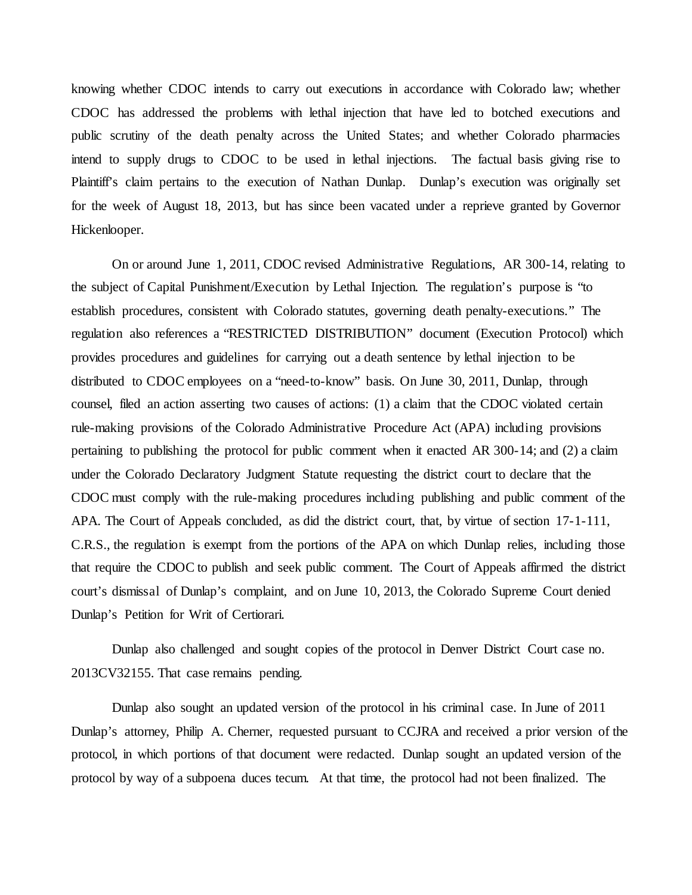knowing whether CDOC intends to carry out executions in accordance with Colorado law; whether CDOC has addressed the problems with lethal injection that have led to botched executions and public scrutiny of the death penalty across the United States; and whether Colorado pharmacies intend to supply drugs to CDOC to be used in lethal injections. The factual basis giving rise to Plaintiff's claim pertains to the execution of Nathan Dunlap. Dunlap's execution was originally set for the week of August 18, 2013, but has since been vacated under a reprieve granted by Governor Hickenlooper.

On or around June 1, 2011, CDOC revised Administrative Regulations, AR 300-14, relating to the subject of Capital Punishment/Execution by Lethal Injection. The regulation's purpose is "to establish procedures, consistent with Colorado statutes, governing death penalty-executions." The regulation also references a "RESTRICTED DISTRIBUTION" document (Execution Protocol) which provides procedures and guidelines for carrying out a death sentence by lethal injection to be distributed to CDOC employees on a "need-to-know" basis. On June 30, 2011, Dunlap, through counsel, filed an action asserting two causes of actions: (1) a claim that the CDOC violated certain rule-making provisions of the Colorado Administrative Procedure Act (APA) including provisions pertaining to publishing the protocol for public comment when it enacted AR 300-14; and (2) a claim under the Colorado Declaratory Judgment Statute requesting the district court to declare that the CDOC must comply with the rule-making procedures including publishing and public comment of the APA. The Court of Appeals concluded, as did the district court, that, by virtue of section 17-1-111, C.R.S., the regulation is exempt from the portions of the APA on which Dunlap relies, including those that require the CDOC to publish and seek public comment. The Court of Appeals affirmed the district court's dismissal of Dunlap's complaint, and on June 10, 2013, the Colorado Supreme Court denied Dunlap's Petition for Writ of Certiorari.

Dunlap also challenged and sought copies of the protocol in Denver District Court case no. 2013CV32155. That case remains pending.

Dunlap also sought an updated version of the protocol in his criminal case. In June of 2011 Dunlap's attorney, Philip A. Cherner, requested pursuant to CCJRA and received a prior version of the protocol, in which portions of that document were redacted. Dunlap sought an updated version of the protocol by way of a subpoena duces tecum. At that time, the protocol had not been finalized. The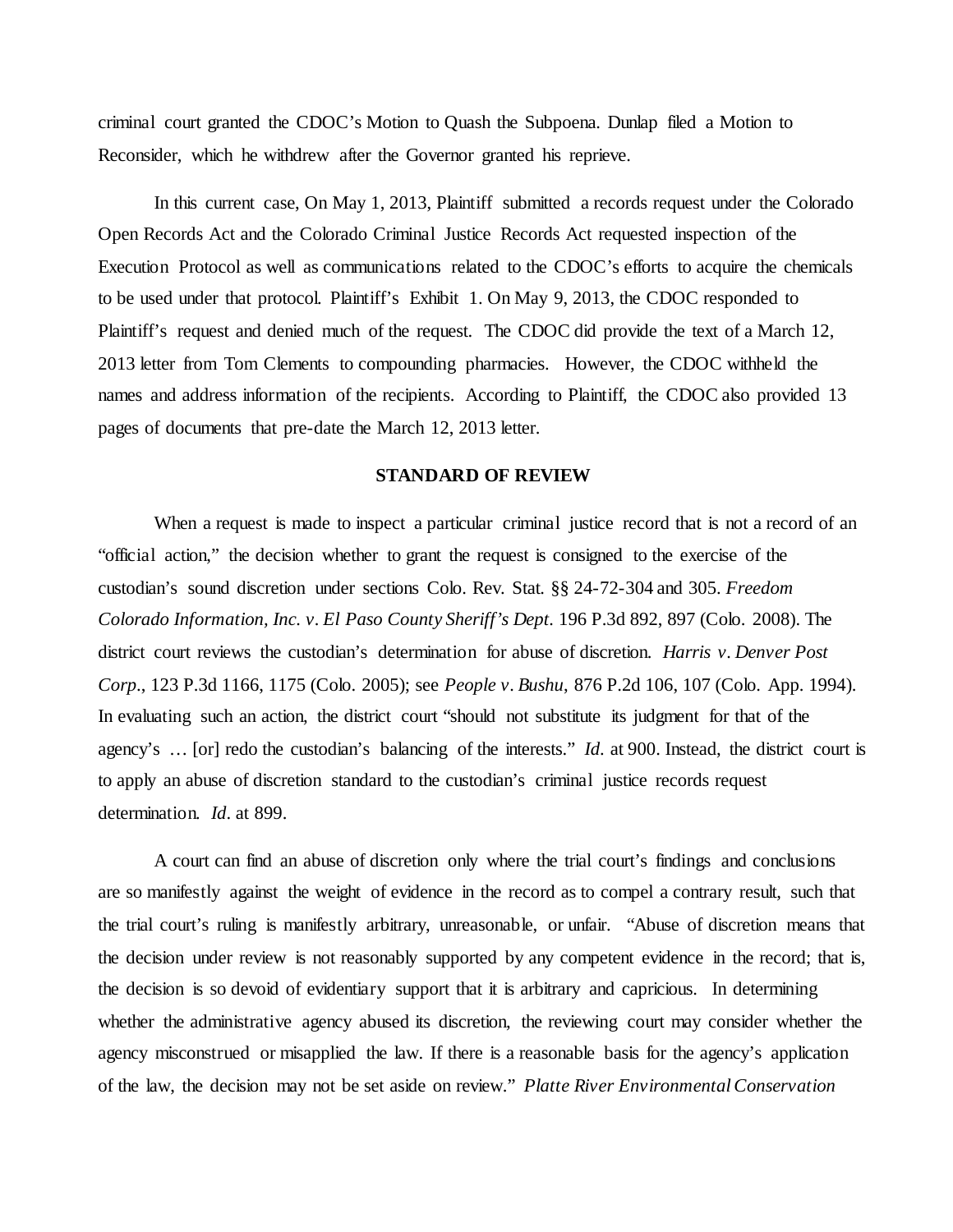criminal court granted the CDOC's Motion to Quash the Subpoena. Dunlap filed a Motion to Reconsider, which he withdrew after the Governor granted his reprieve.

In this current case, On May 1, 2013, Plaintiff submitted a records request under the Colorado Open Records Act and the Colorado Criminal Justice Records Act requested inspection of the Execution Protocol as well as communications related to the CDOC's efforts to acquire the chemicals to be used under that protocol. Plaintiff's Exhibit 1. On May 9, 2013, the CDOC responded to Plaintiff's request and denied much of the request. The CDOC did provide the text of a March 12, 2013 letter from Tom Clements to compounding pharmacies. However, the CDOC withheld the names and address information of the recipients. According to Plaintiff, the CDOC also provided 13 pages of documents that pre-date the March 12, 2013 letter.

## STANDARD OF REVIEW

When a request is made to inspect a particular criminal justice record that is not a record of an "official action," the decision whether to grant the request is consigned to the exercise of the custodian's sound discretion under sections Colo. Rev. Stat. §§ 24-72-304 and 305. *Freedom Colorado Information, Inc. v. El Paso County Sheriff's Dept*. 196 P.3d 892, 897 (Colo. 2008). The district court reviews the custodian's determination for abuse of discretion. *Harris v. Denver Post Corp*., 123 P.3d 1166, 1175 (Colo. 2005); see *People v. Bushu*, 876 P.2d 106, 107 (Colo. App. 1994). In evaluating such an action, the district court "should not substitute its judgment for that of the agency's … [or] redo the custodian's balancing of the interests." *Id*. at 900. Instead, the district court is to apply an abuse of discretion standard to the custodian's criminal justice records request determination. *Id*. at 899.

A court can find an abuse of discretion only where the trial court's findings and conclusions are so manifestly against the weight of evidence in the record as to compel a contrary result, such that the trial court's ruling is manifestly arbitrary, unreasonable, or unfair. "Abuse of discretion means that the decision under review is not reasonably supported by any competent evidence in the record; that is, the decision is so devoid of evidentiary support that it is arbitrary and capricious. In determining whether the administrative agency abused its discretion, the reviewing court may consider whether the agency misconstrued or misapplied the law. If there is a reasonable basis for the agency's application of the law, the decision may not be set aside on review." *Platte River Environmental Conservation*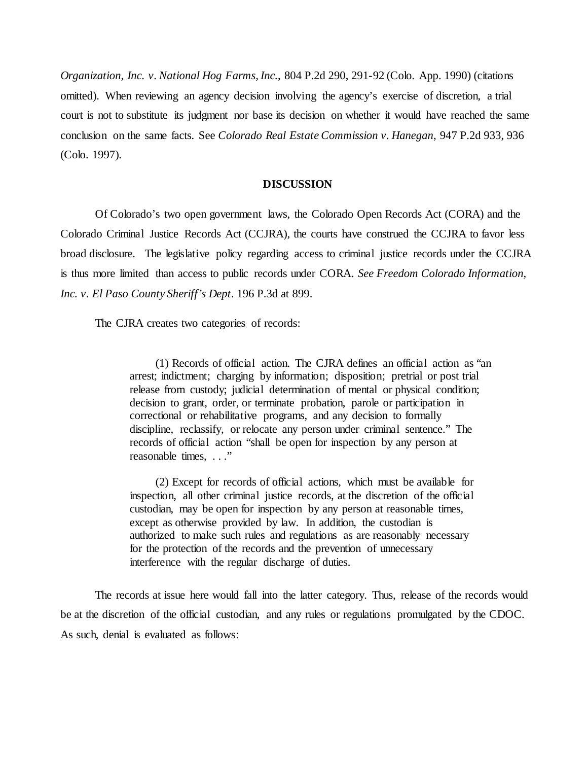*Organization, Inc. v. National Hog Farms, Inc.*, 804 P.2d 290, 291-92 (Colo. App. 1990) (citations omitted). When reviewing an agency decision involving the agency's exercise of discretion, a trial court is not to substitute its judgment nor base its decision on whether it would have reached the same conclusion on the same facts. See *Colorado Real Estate Commission v. Hanegan*, 947 P.2d 933, 936 (Colo. 1997).

**DISCUSSION**

Of Colorado's two open government laws, the Colorado Open Records Act (CORA) and the Colorado Criminal Justice Records Act (CCJRA), the courts have construed the CCJRA to favor less broad disclosure. The legislative policy regarding access to criminal justice records under the CCJRA is thus more limited than access to public records under CORA. *See Freedom Colorado Information, Inc. v. El Paso County Sheriff's Dept*. 196 P.3d at 899.

The CJRA creates two categories of records:

> (1) Records of official action. The CJRA defines an official action as "an arrest; indictment; charging by information; disposition; pretrial or post trial release from custody; judicial determination of mental or physical condition; decision to grant, order, or terminate probation, parole or participation in correctional or rehabilitative programs, and any decision to formally discipline, reclassify, or relocate any person under criminal sentence." The records of official action "shall be open for inspection by any person at reasonable times, . . ."
>
> (2) Except for records of official actions, which must be available for inspection, all other criminal justice records, at the discretion of the official custodian, may be open for inspection by any person at reasonable times, except as otherwise provided by law. In addition, the custodian is authorized to make such rules and regulations as are reasonably necessary for the protection of the records and the prevention of unnecessary interference with the regular discharge of duties.

The records at issue here would fall into the latter category. Thus, release of the records would be at the discretion of the official custodian, and any rules or regulations promulgated by the CDOC. As such, denial is evaluated as follows: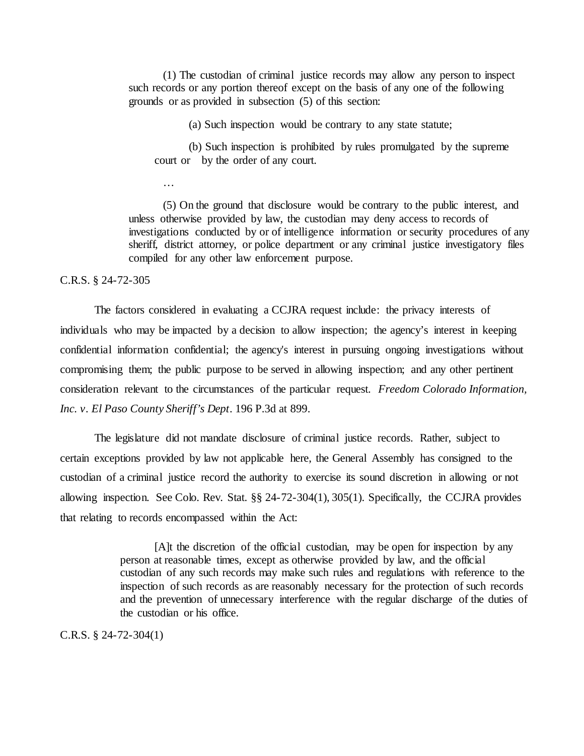> (1) The custodian of criminal justice records may allow any person to inspect such records or any portion thereof except on the basis of any one of the following grounds or as provided in subsection (5) of this section:
>
> > (a) Such inspection would be contrary to any state statute;
> >
> > (b) Such inspection is prohibited by rules promulgated by the supreme court or by the order of any court.
>
> …
>
> (5) On the ground that disclosure would be contrary to the public interest, and unless otherwise provided by law, the custodian may deny access to records of investigations conducted by or of intelligence information or security procedures of any sheriff, district attorney, or police department or any criminal justice investigatory files compiled for any other law enforcement purpose.

C.R.S. § 24-72-305

The factors considered in evaluating a CCJRA request include: the privacy interests of individuals who may be impacted by a decision to allow inspection; the agency's interest in keeping confidential information confidential; the agency's interest in pursuing ongoing investigations without compromising them; the public purpose to be served in allowing inspection; and any other pertinent consideration relevant to the circumstances of the particular request. *Freedom Colorado Information, Inc. v. El Paso County Sheriff's Dept*. 196 P.3d at 899.

The legislature did not mandate disclosure of criminal justice records. Rather, subject to certain exceptions provided by law not applicable here, the General Assembly has consigned to the custodian of a criminal justice record the authority to exercise its sound discretion in allowing or not allowing inspection. See Colo. Rev. Stat. §§ 24-72-304(1), 305(1). Specifically, the CCJRA provides that relating to records encompassed within the Act:

> [A]t the discretion of the official custodian, may be open for inspection by any person at reasonable times, except as otherwise provided by law, and the official custodian of any such records may make such rules and regulations with reference to the inspection of such records as are reasonably necessary for the protection of such records and the prevention of unnecessary interference with the regular discharge of the duties of the custodian or his office.

C.R.S. § 24-72-304(1)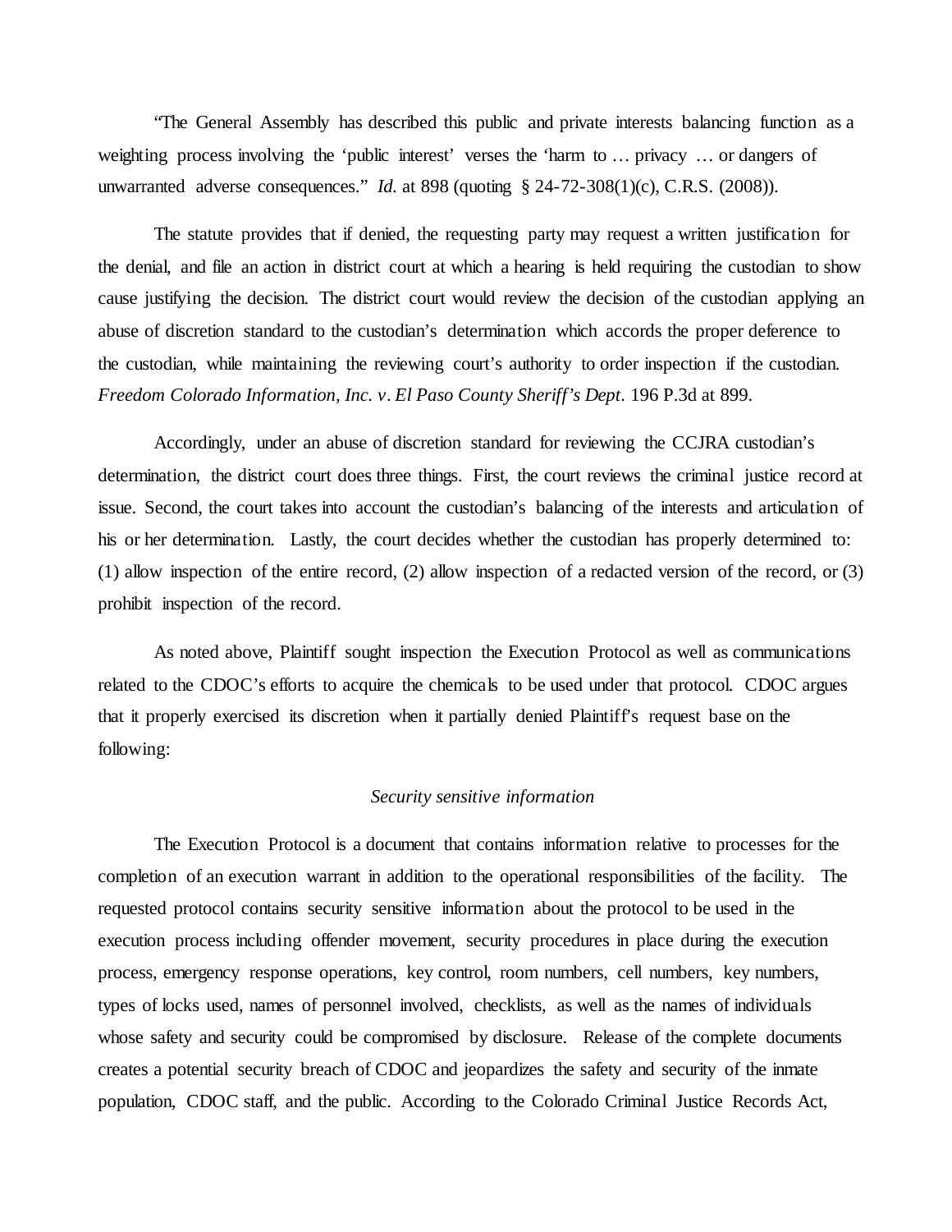"The General Assembly has described this public and private interests balancing function as a weighting process involving the 'public interest' verses the 'harm to … privacy … or dangers of unwarranted adverse consequences." *Id.* at 898 (quoting § 24-72-308(1)(c), C.R.S. (2008)).

The statute provides that if denied, the requesting party may request a written justification for the denial, and file an action in district court at which a hearing is held requiring the custodian to show cause justifying the decision. The district court would review the decision of the custodian applying an abuse of discretion standard to the custodian's determination which accords the proper deference to the custodian, while maintaining the reviewing court's authority to order inspection if the custodian. *Freedom Colorado Information, Inc. v. El Paso County Sheriff's Dept.* 196 P.3d at 899.

Accordingly, under an abuse of discretion standard for reviewing the CCJRA custodian's determination, the district court does three things. First, the court reviews the criminal justice record at issue. Second, the court takes into account the custodian's balancing of the interests and articulation of his or her determination. Lastly, the court decides whether the custodian has properly determined to: (1) allow inspection of the entire record, (2) allow inspection of a redacted version of the record, or (3) prohibit inspection of the record.

As noted above, Plaintiff sought inspection the Execution Protocol as well as communications related to the CDOC's efforts to acquire the chemicals to be used under that protocol. CDOC argues that it properly exercised its discretion when it partially denied Plaintiff's request base on the following:

*Security sensitive information*

The Execution Protocol is a document that contains information relative to processes for the completion of an execution warrant in addition to the operational responsibilities of the facility. The requested protocol contains security sensitive information about the protocol to be used in the execution process including offender movement, security procedures in place during the execution process, emergency response operations, key control, room numbers, cell numbers, key numbers, types of locks used, names of personnel involved, checklists, as well as the names of individuals whose safety and security could be compromised by disclosure. Release of the complete documents creates a potential security breach of CDOC and jeopardizes the safety and security of the inmate population, CDOC staff, and the public. According to the Colorado Criminal Justice Records Act,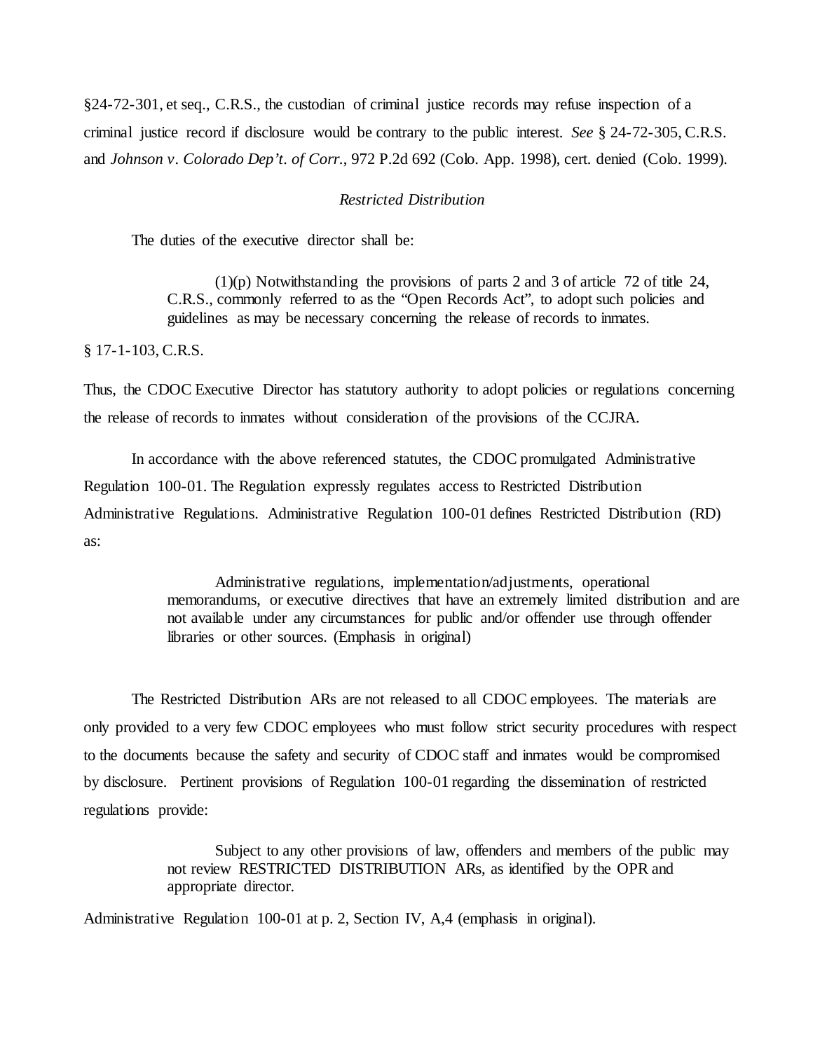§24-72-301, et seq., C.R.S., the custodian of criminal justice records may refuse inspection of a criminal justice record if disclosure would be contrary to the public interest. *See* § 24-72-305, C.R.S. and *Johnson v. Colorado Dep't. of Corr.*, 972 P.2d 692 (Colo. App. 1998), cert. denied (Colo. 1999).

*Restricted Distribution*

The duties of the executive director shall be:

> (1)(p) Notwithstanding the provisions of parts 2 and 3 of article 72 of title 24, C.R.S., commonly referred to as the "Open Records Act", to adopt such policies and guidelines as may be necessary concerning the release of records to inmates.

§ 17-1-103, C.R.S.

Thus, the CDOC Executive Director has statutory authority to adopt policies or regulations concerning the release of records to inmates without consideration of the provisions of the CCJRA.

In accordance with the above referenced statutes, the CDOC promulgated Administrative Regulation 100-01. The Regulation expressly regulates access to Restricted Distribution Administrative Regulations. Administrative Regulation 100-01 defines Restricted Distribution (RD) as:

> Administrative regulations, implementation/adjustments, operational memorandums, or executive directives that have an extremely limited distribution and are not available under any circumstances for public and/or offender use through offender libraries or other sources. (Emphasis in original)

The Restricted Distribution ARs are not released to all CDOC employees. The materials are only provided to a very few CDOC employees who must follow strict security procedures with respect to the documents because the safety and security of CDOC staff and inmates would be compromised by disclosure. Pertinent provisions of Regulation 100-01 regarding the dissemination of restricted regulations provide:

> Subject to any other provisions of law, offenders and members of the public may not review RESTRICTED DISTRIBUTION ARs, as identified by the OPR and appropriate director.

Administrative Regulation 100-01 at p. 2, Section IV, A,4 (emphasis in original).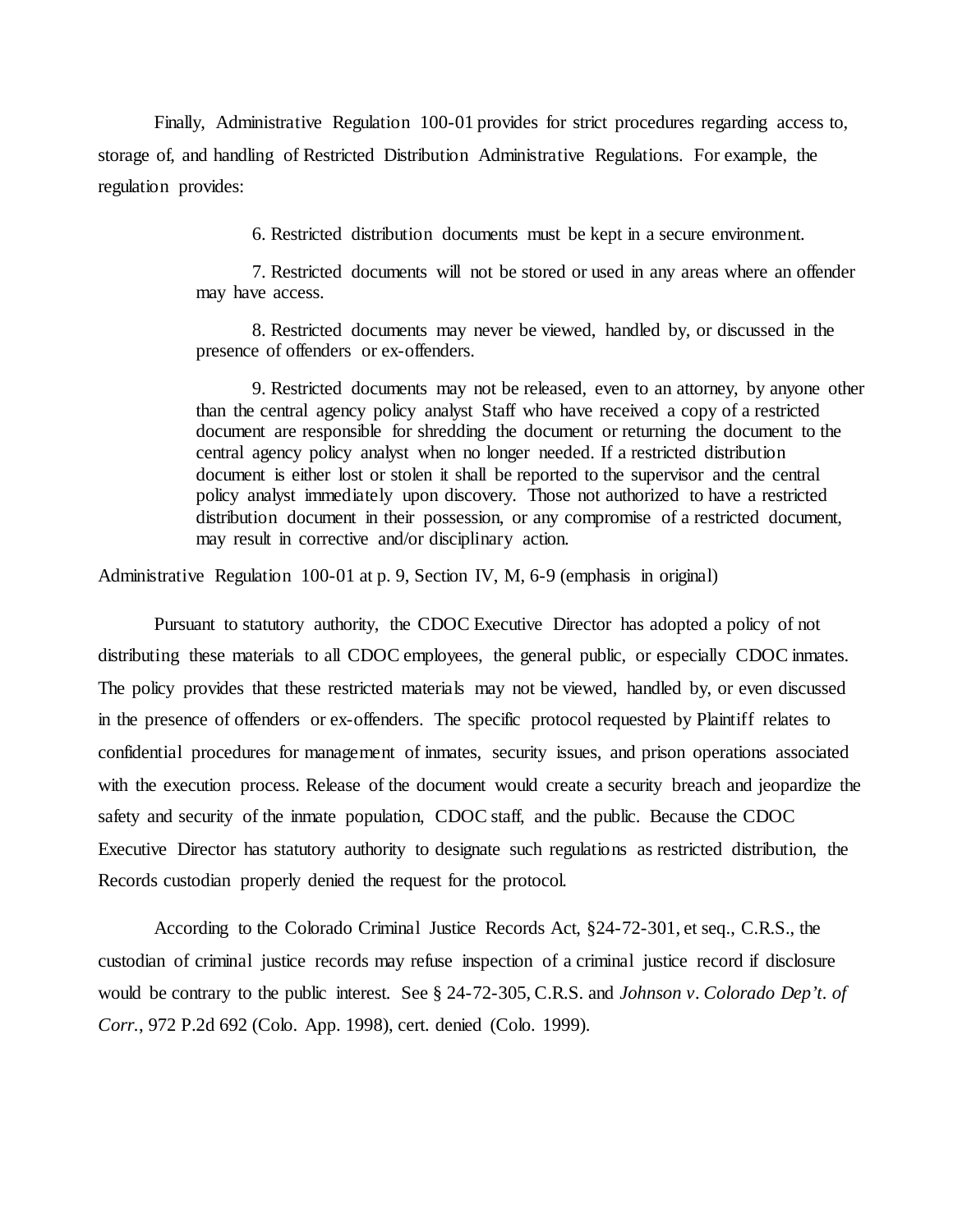Finally, Administrative Regulation 100-01 provides for strict procedures regarding access to, storage of, and handling of Restricted Distribution Administrative Regulations. For example, the regulation provides:

> 6. Restricted distribution documents must be kept in a secure environment.
>
> 7. Restricted documents will not be stored or used in any areas where an offender may have access.
>
> 8. Restricted documents may never be viewed, handled by, or discussed in the presence of offenders or ex-offenders.
>
> 9. Restricted documents may not be released, even to an attorney, by anyone other than the central agency policy analyst Staff who have received a copy of a restricted document are responsible for shredding the document or returning the document to the central agency policy analyst when no longer needed. If a restricted distribution document is either lost or stolen it shall be reported to the supervisor and the central policy analyst immediately upon discovery. Those not authorized to have a restricted distribution document in their possession, or any compromise of a restricted document, may result in corrective and/or disciplinary action.

Administrative Regulation 100-01 at p. 9, Section IV, M, 6-9 (emphasis in original)

Pursuant to statutory authority, the CDOC Executive Director has adopted a policy of not distributing these materials to all CDOC employees, the general public, or especially CDOC inmates. The policy provides that these restricted materials may not be viewed, handled by, or even discussed in the presence of offenders or ex-offenders. The specific protocol requested by Plaintiff relates to confidential procedures for management of inmates, security issues, and prison operations associated with the execution process. Release of the document would create a security breach and jeopardize the safety and security of the inmate population, CDOC staff, and the public. Because the CDOC Executive Director has statutory authority to designate such regulations as restricted distribution, the Records custodian properly denied the request for the protocol.

According to the Colorado Criminal Justice Records Act, §24-72-301, et seq., C.R.S., the custodian of criminal justice records may refuse inspection of a criminal justice record if disclosure would be contrary to the public interest. See § 24-72-305, C.R.S. and *Johnson v. Colorado Dep't. of Corr.*, 972 P.2d 692 (Colo. App. 1998), cert. denied (Colo. 1999).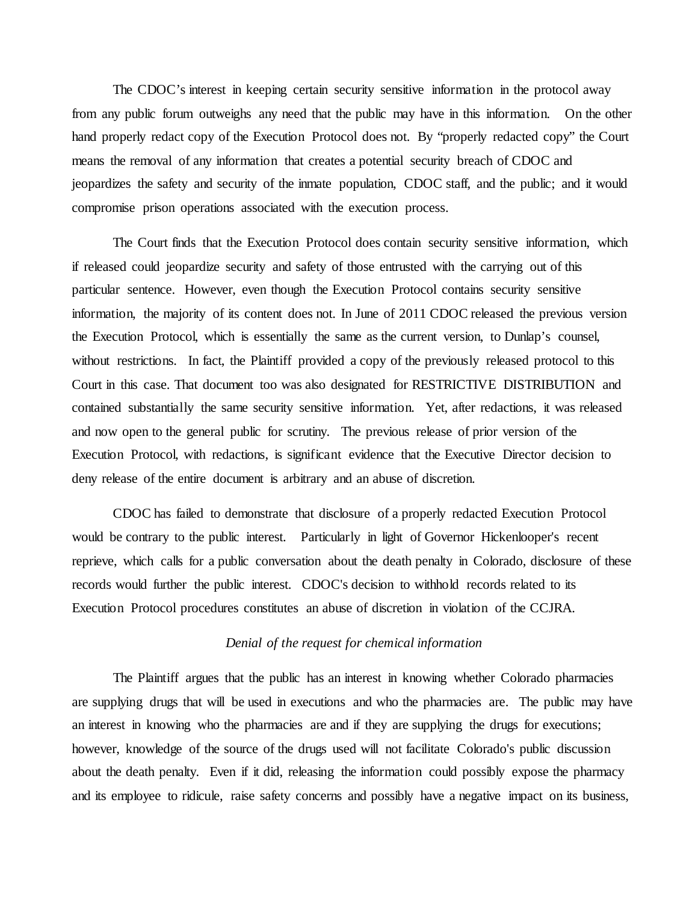The CDOC's interest in keeping certain security sensitive information in the protocol away from any public forum outweighs any need that the public may have in this information. On the other hand properly redact copy of the Execution Protocol does not. By "properly redacted copy" the Court means the removal of any information that creates a potential security breach of CDOC and jeopardizes the safety and security of the inmate population, CDOC staff, and the public; and it would compromise prison operations associated with the execution process.

The Court finds that the Execution Protocol does contain security sensitive information, which if released could jeopardize security and safety of those entrusted with the carrying out of this particular sentence. However, even though the Execution Protocol contains security sensitive information, the majority of its content does not. In June of 2011 CDOC released the previous version the Execution Protocol, which is essentially the same as the current version, to Dunlap's counsel, without restrictions. In fact, the Plaintiff provided a copy of the previously released protocol to this Court in this case. That document too was also designated for RESTRICTIVE DISTRIBUTION and contained substantially the same security sensitive information. Yet, after redactions, it was released and now open to the general public for scrutiny. The previous release of prior version of the Execution Protocol, with redactions, is significant evidence that the Executive Director decision to deny release of the entire document is arbitrary and an abuse of discretion.

CDOC has failed to demonstrate that disclosure of a properly redacted Execution Protocol would be contrary to the public interest. Particularly in light of Governor Hickenlooper's recent reprieve, which calls for a public conversation about the death penalty in Colorado, disclosure of these records would further the public interest. CDOC's decision to withhold records related to its Execution Protocol procedures constitutes an abuse of discretion in violation of the CCJRA.

*Denial of the request for chemical information*

The Plaintiff argues that the public has an interest in knowing whether Colorado pharmacies are supplying drugs that will be used in executions and who the pharmacies are. The public may have an interest in knowing who the pharmacies are and if they are supplying the drugs for executions; however, knowledge of the source of the drugs used will not facilitate Colorado's public discussion about the death penalty. Even if it did, releasing the information could possibly expose the pharmacy and its employee to ridicule, raise safety concerns and possibly have a negative impact on its business,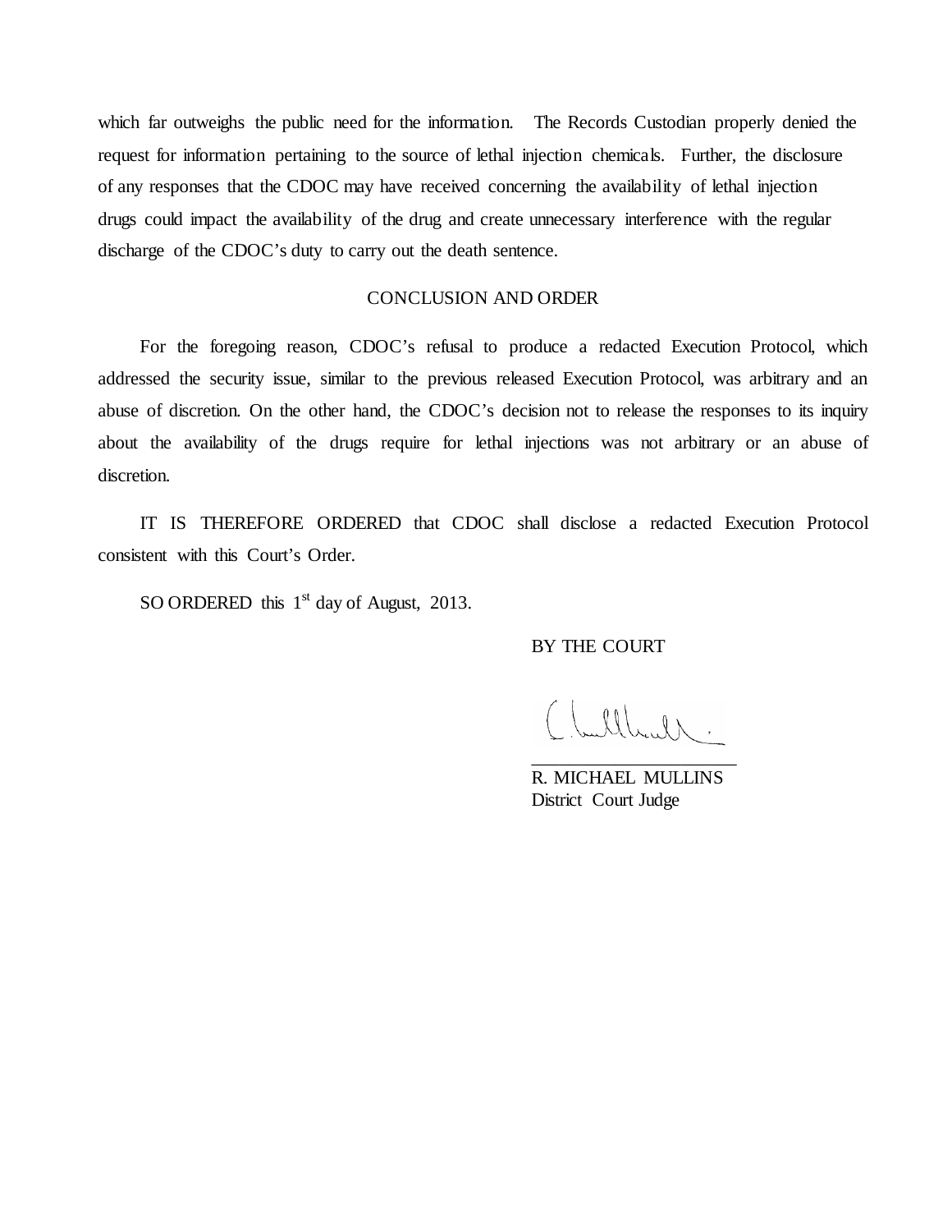which far outweighs the public need for the information. The Records Custodian properly denied the request for information pertaining to the source of lethal injection chemicals. Further, the disclosure of any responses that the CDOC may have received concerning the availability of lethal injection drugs could impact the availability of the drug and create unnecessary interference with the regular discharge of the CDOC's duty to carry out the death sentence.

## CONCLUSION AND ORDER

For the foregoing reason, CDOC's refusal to produce a redacted Execution Protocol, which addressed the security issue, similar to the previous released Execution Protocol, was arbitrary and an abuse of discretion. On the other hand, the CDOC's decision not to release the responses to its inquiry about the availability of the drugs require for lethal injections was not arbitrary or an abuse of discretion.

IT IS THEREFORE ORDERED that CDOC shall disclose a redacted Execution Protocol consistent with this Court's Order.

SO ORDERED this 1st day of August, 2013.

BY THE COURT

\_\_\_\_\_\_\_\_\_\_\_\_\_\_\_\_\_\_\_\_\_\_

R. MICHAEL MULLINS
District Court Judge